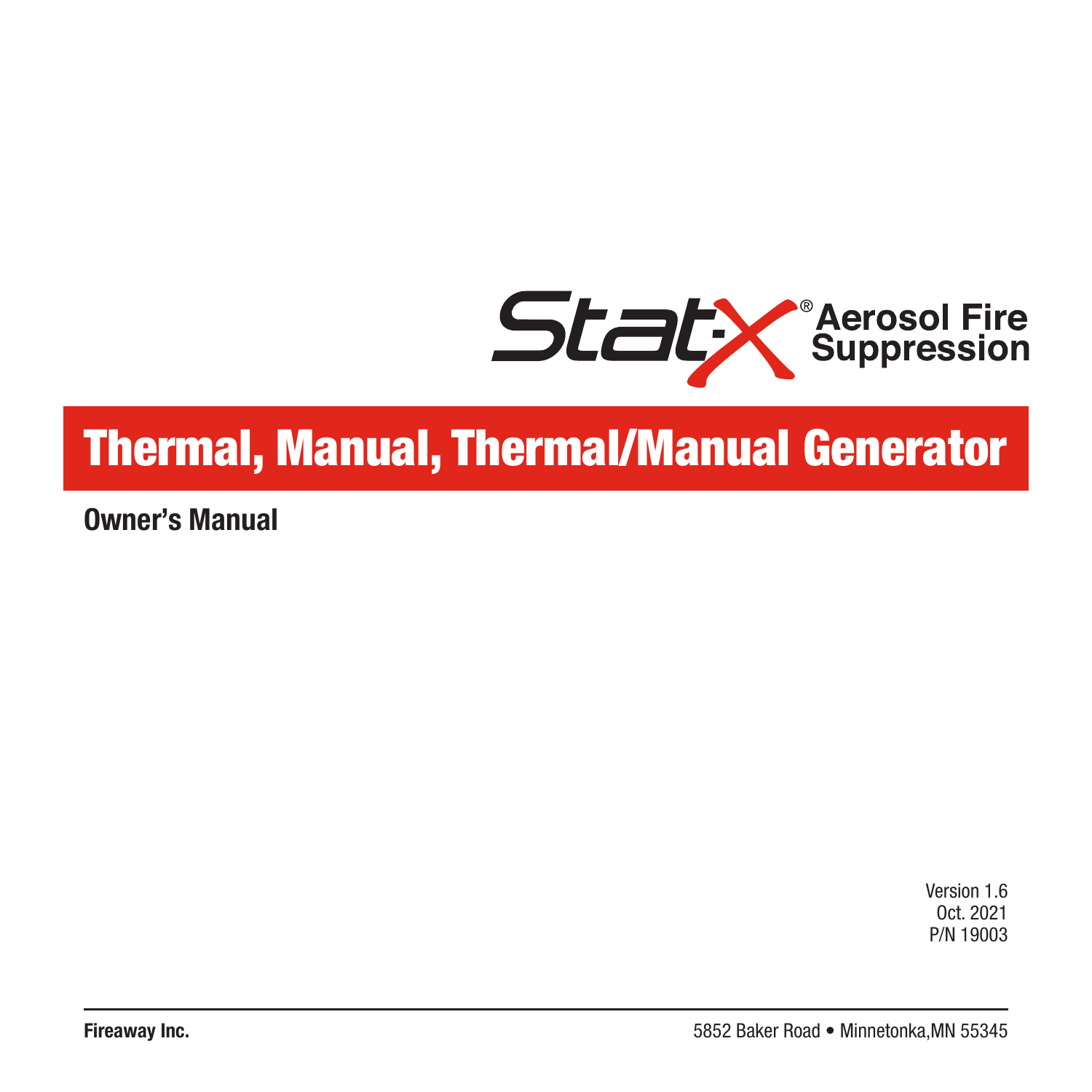Stat-X® Aerosol Fire Suppression

# Thermal, Manual, Thermal/Manual Generator

## Owner's Manual

Version 1.6
Oct. 2021
P/N 19003

**Fireaway Inc.** 5852 Baker Road • Minnetonka,MN 55345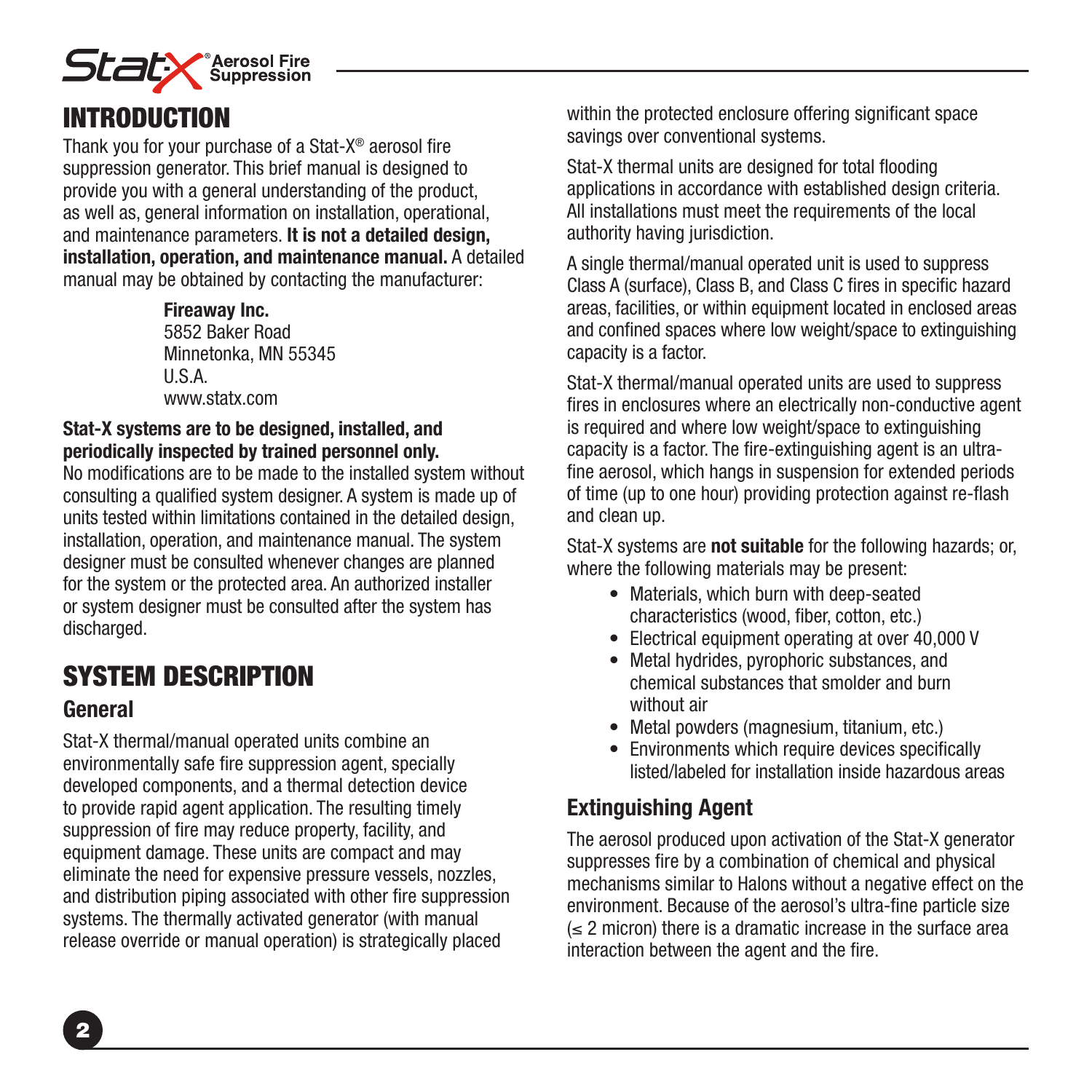# INTRODUCTION

Thank you for your purchase of a Stat-X® aerosol fire suppression generator. This brief manual is designed to provide you with a general understanding of the product, as well as, general information on installation, operational, and maintenance parameters. **It is not a detailed design, installation, operation, and maintenance manual.** A detailed manual may be obtained by contacting the manufacturer:

> **Fireaway Inc.**
> 5852 Baker Road
> Minnetonka, MN 55345
> U.S.A.
> www.statx.com

**Stat-X systems are to be designed, installed, and periodically inspected by trained personnel only.**
No modifications are to be made to the installed system without consulting a qualified system designer. A system is made up of units tested within limitations contained in the detailed design, installation, operation, and maintenance manual. The system designer must be consulted whenever changes are planned for the system or the protected area. An authorized installer or system designer must be consulted after the system has discharged.

# SYSTEM DESCRIPTION

## General

Stat-X thermal/manual operated units combine an environmentally safe fire suppression agent, specially developed components, and a thermal detection device to provide rapid agent application. The resulting timely suppression of fire may reduce property, facility, and equipment damage. These units are compact and may eliminate the need for expensive pressure vessels, nozzles, and distribution piping associated with other fire suppression systems. The thermally activated generator (with manual release override or manual operation) is strategically placed within the protected enclosure offering significant space savings over conventional systems.

Stat-X thermal units are designed for total flooding applications in accordance with established design criteria. All installations must meet the requirements of the local authority having jurisdiction.

A single thermal/manual operated unit is used to suppress Class A (surface), Class B, and Class C fires in specific hazard areas, facilities, or within equipment located in enclosed areas and confined spaces where low weight/space to extinguishing capacity is a factor.

Stat-X thermal/manual operated units are used to suppress fires in enclosures where an electrically non-conductive agent is required and where low weight/space to extinguishing capacity is a factor. The fire-extinguishing agent is an ultra-fine aerosol, which hangs in suspension for extended periods of time (up to one hour) providing protection against re-flash and clean up.

Stat-X systems are **not suitable** for the following hazards; or, where the following materials may be present:

- Materials, which burn with deep-seated characteristics (wood, fiber, cotton, etc.)
- Electrical equipment operating at over 40,000 V
- Metal hydrides, pyrophoric substances, and chemical substances that smolder and burn without air
- Metal powders (magnesium, titanium, etc.)
- Environments which require devices specifically listed/labeled for installation inside hazardous areas

## Extinguishing Agent

The aerosol produced upon activation of the Stat-X generator suppresses fire by a combination of chemical and physical mechanisms similar to Halons without a negative effect on the environment. Because of the aerosol's ultra-fine particle size ($\leq$ 2 micron) there is a dramatic increase in the surface area interaction between the agent and the fire.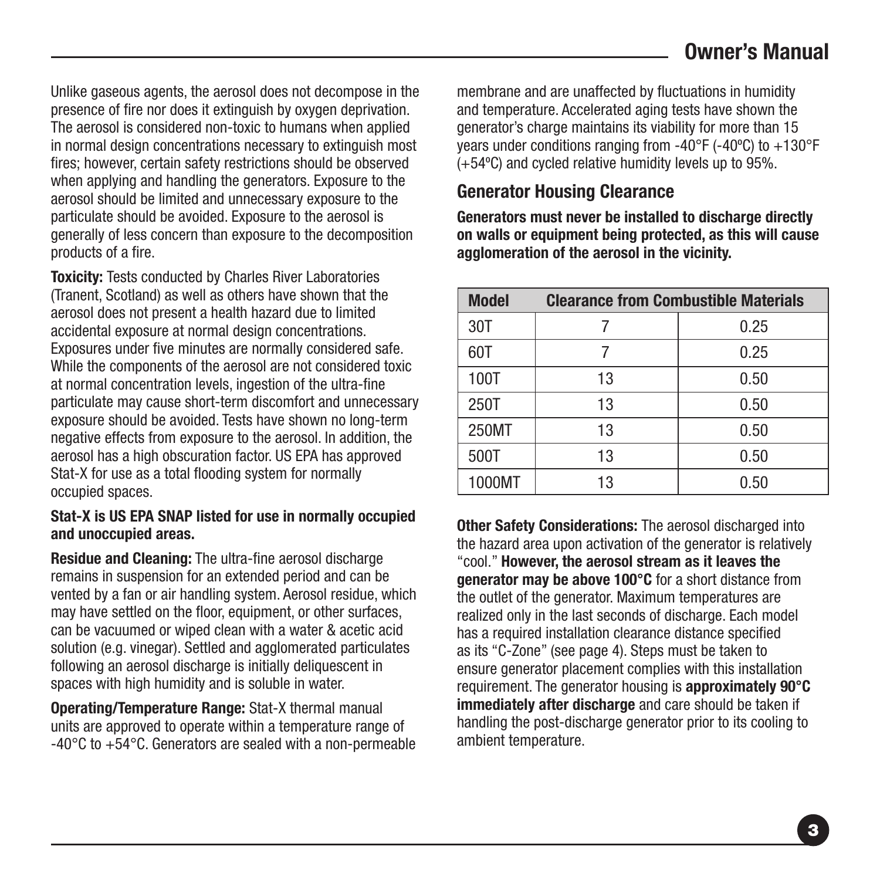Unlike gaseous agents, the aerosol does not decompose in the presence of fire nor does it extinguish by oxygen deprivation. The aerosol is considered non-toxic to humans when applied in normal design concentrations necessary to extinguish most fires; however, certain safety restrictions should be observed when applying and handling the generators. Exposure to the aerosol should be limited and unnecessary exposure to the particulate should be avoided. Exposure to the aerosol is generally of less concern than exposure to the decomposition products of a fire.

**Toxicity:** Tests conducted by Charles River Laboratories (Tranent, Scotland) as well as others have shown that the aerosol does not present a health hazard due to limited accidental exposure at normal design concentrations. Exposures under five minutes are normally considered safe. While the components of the aerosol are not considered toxic at normal concentration levels, ingestion of the ultra-fine particulate may cause short-term discomfort and unnecessary exposure should be avoided. Tests have shown no long-term negative effects from exposure to the aerosol. In addition, the aerosol has a high obscuration factor. US EPA has approved Stat-X for use as a total flooding system for normally occupied spaces.

**Stat-X is US EPA SNAP listed for use in normally occupied and unoccupied areas.**

**Residue and Cleaning:** The ultra-fine aerosol discharge remains in suspension for an extended period and can be vented by a fan or air handling system. Aerosol residue, which may have settled on the floor, equipment, or other surfaces, can be vacuumed or wiped clean with a water & acetic acid solution (e.g. vinegar). Settled and agglomerated particulates following an aerosol discharge is initially deliquescent in spaces with high humidity and is soluble in water.

**Operating/Temperature Range:** Stat-X thermal manual units are approved to operate within a temperature range of -40°C to +54°C. Generators are sealed with a non-permeable membrane and are unaffected by fluctuations in humidity and temperature. Accelerated aging tests have shown the generator's charge maintains its viability for more than 15 years under conditions ranging from -40°F (-40ºC) to +130°F (+54ºC) and cycled relative humidity levels up to 95%.

## Generator Housing Clearance

**Generators must never be installed to discharge directly on walls or equipment being protected, as this will cause agglomeration of the aerosol in the vicinity.**

| Model | Clearance from Combustible Materials | |
|---|---|---|
| 30T | 7 | 0.25 |
| 60T | 7 | 0.25 |
| 100T | 13 | 0.50 |
| 250T | 13 | 0.50 |
| 250MT | 13 | 0.50 |
| 500T | 13 | 0.50 |
| 1000MT | 13 | 0.50 |

**Other Safety Considerations:** The aerosol discharged into the hazard area upon activation of the generator is relatively "cool." **However, the aerosol stream as it leaves the generator may be above 100°C** for a short distance from the outlet of the generator. Maximum temperatures are realized only in the last seconds of discharge. Each model has a required installation clearance distance specified as its "C-Zone" (see page 4). Steps must be taken to ensure generator placement complies with this installation requirement. The generator housing is **approximately 90°C immediately after discharge** and care should be taken if handling the post-discharge generator prior to its cooling to ambient temperature.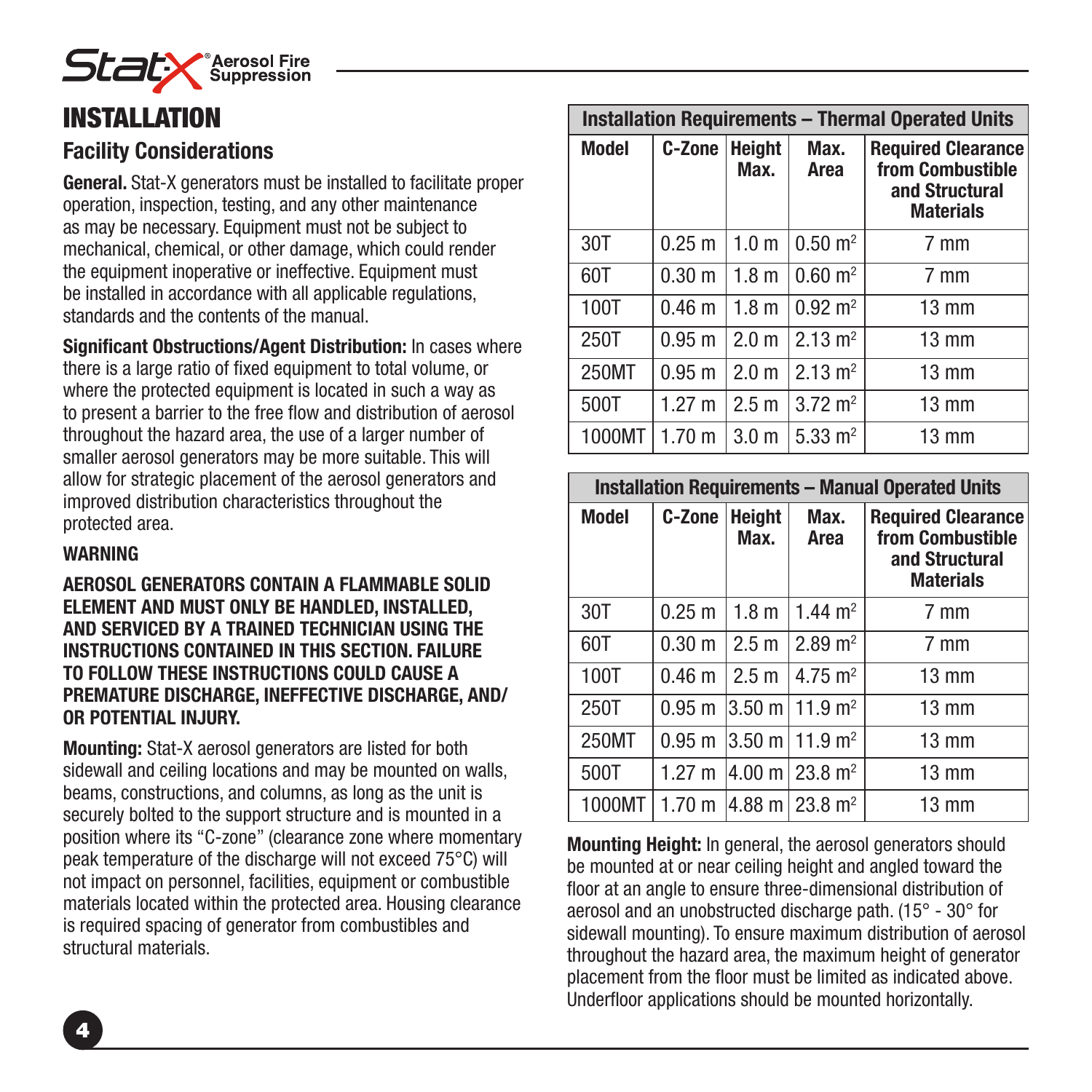# INSTALLATION

## Facility Considerations

**General.** Stat-X generators must be installed to facilitate proper operation, inspection, testing, and any other maintenance as may be necessary. Equipment must not be subject to mechanical, chemical, or other damage, which could render the equipment inoperative or ineffective. Equipment must be installed in accordance with all applicable regulations, standards and the contents of the manual.

**Significant Obstructions/Agent Distribution:** In cases where there is a large ratio of fixed equipment to total volume, or where the protected equipment is located in such a way as to present a barrier to the free flow and distribution of aerosol throughout the hazard area, the use of a larger number of smaller aerosol generators may be more suitable. This will allow for strategic placement of the aerosol generators and improved distribution characteristics throughout the protected area.

**WARNING**

**AEROSOL GENERATORS CONTAIN A FLAMMABLE SOLID ELEMENT AND MUST ONLY BE HANDLED, INSTALLED, AND SERVICED BY A TRAINED TECHNICIAN USING THE INSTRUCTIONS CONTAINED IN THIS SECTION. FAILURE TO FOLLOW THESE INSTRUCTIONS COULD CAUSE A PREMATURE DISCHARGE, INEFFECTIVE DISCHARGE, AND/OR POTENTIAL INJURY.**

**Mounting:** Stat-X aerosol generators are listed for both sidewall and ceiling locations and may be mounted on walls, beams, constructions, and columns, as long as the unit is securely bolted to the support structure and is mounted in a position where its "C-zone" (clearance zone where momentary peak temperature of the discharge will not exceed 75°C) will not impact on personnel, facilities, equipment or combustible materials located within the protected area. Housing clearance is required spacing of generator from combustibles and structural materials.

| Installation Requirements – Thermal Operated Units | | | | |
|---|---|---|---|---|
| **Model** | **C-Zone** | **Height Max.** | **Max. Area** | **Required Clearance from Combustible and Structural Materials** |
| 30T | 0.25 m | 1.0 m | 0.50 $m^2$ | 7 mm |
| 60T | 0.30 m | 1.8 m | 0.60 $m^2$ | 7 mm |
| 100T | 0.46 m | 1.8 m | 0.92 $m^2$ | 13 mm |
| 250T | 0.95 m | 2.0 m | 2.13 $m^2$ | 13 mm |
| 250MT | 0.95 m | 2.0 m | 2.13 $m^2$ | 13 mm |
| 500T | 1.27 m | 2.5 m | 3.72 $m^2$ | 13 mm |
| 1000MT | 1.70 m | 3.0 m | 5.33 $m^2$ | 13 mm |

| Installation Requirements – Manual Operated Units | | | | |
|---|---|---|---|---|
| **Model** | **C-Zone** | **Height Max.** | **Max. Area** | **Required Clearance from Combustible and Structural Materials** |
| 30T | 0.25 m | 1.8 m | 1.44 $m^2$ | 7 mm |
| 60T | 0.30 m | 2.5 m | 2.89 $m^2$ | 7 mm |
| 100T | 0.46 m | 2.5 m | 4.75 $m^2$ | 13 mm |
| 250T | 0.95 m | 3.50 m | 11.9 $m^2$ | 13 mm |
| 250MT | 0.95 m | 3.50 m | 11.9 $m^2$ | 13 mm |
| 500T | 1.27 m | 4.00 m | 23.8 $m^2$ | 13 mm |
| 1000MT | 1.70 m | 4.88 m | 23.8 $m^2$ | 13 mm |

**Mounting Height:** In general, the aerosol generators should be mounted at or near ceiling height and angled toward the floor at an angle to ensure three-dimensional distribution of aerosol and an unobstructed discharge path. (15° - 30° for sidewall mounting). To ensure maximum distribution of aerosol throughout the hazard area, the maximum height of generator placement from the floor must be limited as indicated above. Underfloor applications should be mounted horizontally.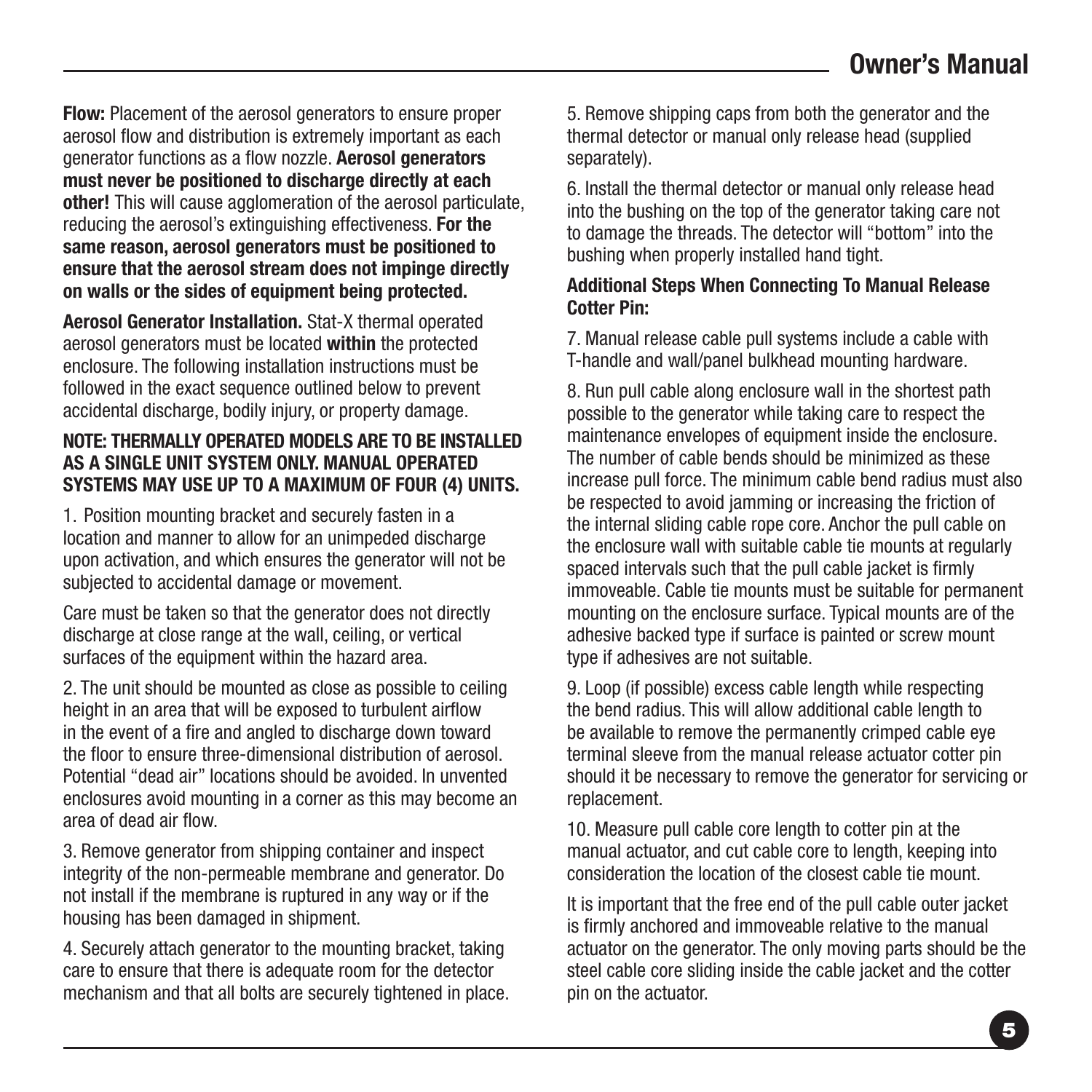**Flow:** Placement of the aerosol generators to ensure proper aerosol flow and distribution is extremely important as each generator functions as a flow nozzle. **Aerosol generators must never be positioned to discharge directly at each other!** This will cause agglomeration of the aerosol particulate, reducing the aerosol's extinguishing effectiveness. **For the same reason, aerosol generators must be positioned to ensure that the aerosol stream does not impinge directly on walls or the sides of equipment being protected.**

**Aerosol Generator Installation.** Stat-X thermal operated aerosol generators must be located **within** the protected enclosure. The following installation instructions must be followed in the exact sequence outlined below to prevent accidental discharge, bodily injury, or property damage.

**NOTE: THERMALLY OPERATED MODELS ARE TO BE INSTALLED AS A SINGLE UNIT SYSTEM ONLY. MANUAL OPERATED SYSTEMS MAY USE UP TO A MAXIMUM OF FOUR (4) UNITS.**

1. Position mounting bracket and securely fasten in a location and manner to allow for an unimpeded discharge upon activation, and which ensures the generator will not be subjected to accidental damage or movement.

Care must be taken so that the generator does not directly discharge at close range at the wall, ceiling, or vertical surfaces of the equipment within the hazard area.

2. The unit should be mounted as close as possible to ceiling height in an area that will be exposed to turbulent airflow in the event of a fire and angled to discharge down toward the floor to ensure three-dimensional distribution of aerosol. Potential "dead air" locations should be avoided. In unvented enclosures avoid mounting in a corner as this may become an area of dead air flow.

3. Remove generator from shipping container and inspect integrity of the non-permeable membrane and generator. Do not install if the membrane is ruptured in any way or if the housing has been damaged in shipment.

4. Securely attach generator to the mounting bracket, taking care to ensure that there is adequate room for the detector mechanism and that all bolts are securely tightened in place.

5. Remove shipping caps from both the generator and the thermal detector or manual only release head (supplied separately).

6. Install the thermal detector or manual only release head into the bushing on the top of the generator taking care not to damage the threads. The detector will "bottom" into the bushing when properly installed hand tight.

**Additional Steps When Connecting To Manual Release Cotter Pin:**

7. Manual release cable pull systems include a cable with T-handle and wall/panel bulkhead mounting hardware.

8. Run pull cable along enclosure wall in the shortest path possible to the generator while taking care to respect the maintenance envelopes of equipment inside the enclosure. The number of cable bends should be minimized as these increase pull force. The minimum cable bend radius must also be respected to avoid jamming or increasing the friction of the internal sliding cable rope core. Anchor the pull cable on the enclosure wall with suitable cable tie mounts at regularly spaced intervals such that the pull cable jacket is firmly immoveable. Cable tie mounts must be suitable for permanent mounting on the enclosure surface. Typical mounts are of the adhesive backed type if surface is painted or screw mount type if adhesives are not suitable.

9. Loop (if possible) excess cable length while respecting the bend radius. This will allow additional cable length to be available to remove the permanently crimped cable eye terminal sleeve from the manual release actuator cotter pin should it be necessary to remove the generator for servicing or replacement.

10. Measure pull cable core length to cotter pin at the manual actuator, and cut cable core to length, keeping into consideration the location of the closest cable tie mount.

It is important that the free end of the pull cable outer jacket is firmly anchored and immoveable relative to the manual actuator on the generator. The only moving parts should be the steel cable core sliding inside the cable jacket and the cotter pin on the actuator.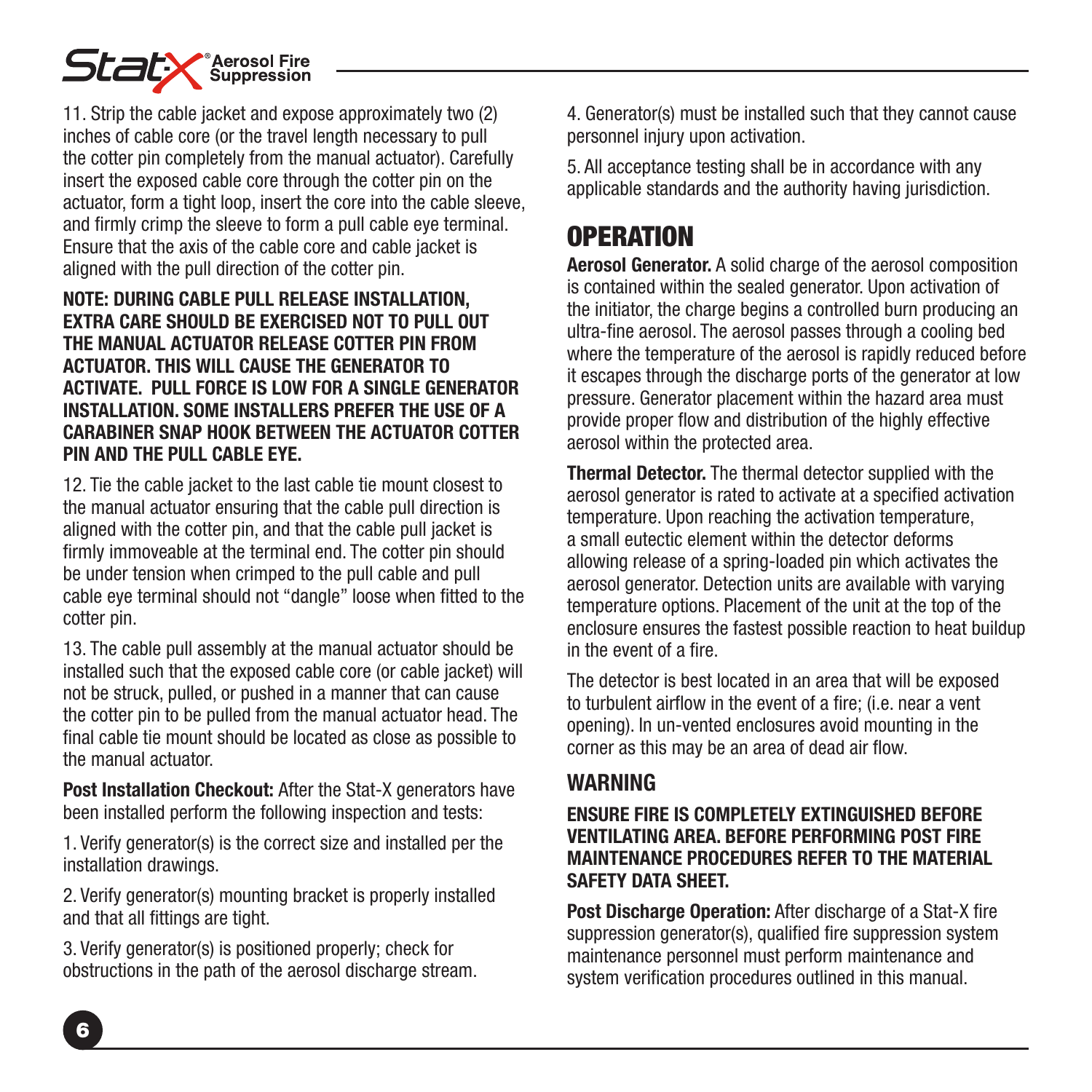11. Strip the cable jacket and expose approximately two (2) inches of cable core (or the travel length necessary to pull the cotter pin completely from the manual actuator). Carefully insert the exposed cable core through the cotter pin on the actuator, form a tight loop, insert the core into the cable sleeve, and firmly crimp the sleeve to form a pull cable eye terminal. Ensure that the axis of the cable core and cable jacket is aligned with the pull direction of the cotter pin.

**NOTE: DURING CABLE PULL RELEASE INSTALLATION, EXTRA CARE SHOULD BE EXERCISED NOT TO PULL OUT THE MANUAL ACTUATOR RELEASE COTTER PIN FROM ACTUATOR. THIS WILL CAUSE THE GENERATOR TO ACTIVATE. PULL FORCE IS LOW FOR A SINGLE GENERATOR INSTALLATION. SOME INSTALLERS PREFER THE USE OF A CARABINER SNAP HOOK BETWEEN THE ACTUATOR COTTER PIN AND THE PULL CABLE EYE.**

12. Tie the cable jacket to the last cable tie mount closest to the manual actuator ensuring that the cable pull direction is aligned with the cotter pin, and that the cable pull jacket is firmly immoveable at the terminal end. The cotter pin should be under tension when crimped to the pull cable and pull cable eye terminal should not "dangle" loose when fitted to the cotter pin.

13. The cable pull assembly at the manual actuator should be installed such that the exposed cable core (or cable jacket) will not be struck, pulled, or pushed in a manner that can cause the cotter pin to be pulled from the manual actuator head. The final cable tie mount should be located as close as possible to the manual actuator.

**Post Installation Checkout:** After the Stat-X generators have been installed perform the following inspection and tests:

1. Verify generator(s) is the correct size and installed per the installation drawings.

2. Verify generator(s) mounting bracket is properly installed and that all fittings are tight.

3. Verify generator(s) is positioned properly; check for obstructions in the path of the aerosol discharge stream.

4. Generator(s) must be installed such that they cannot cause personnel injury upon activation.

5. All acceptance testing shall be in accordance with any applicable standards and the authority having jurisdiction.

# OPERATION

**Aerosol Generator.** A solid charge of the aerosol composition is contained within the sealed generator. Upon activation of the initiator, the charge begins a controlled burn producing an ultra-fine aerosol. The aerosol passes through a cooling bed where the temperature of the aerosol is rapidly reduced before it escapes through the discharge ports of the generator at low pressure. Generator placement within the hazard area must provide proper flow and distribution of the highly effective aerosol within the protected area.

**Thermal Detector.** The thermal detector supplied with the aerosol generator is rated to activate at a specified activation temperature. Upon reaching the activation temperature, a small eutectic element within the detector deforms allowing release of a spring-loaded pin which activates the aerosol generator. Detection units are available with varying temperature options. Placement of the unit at the top of the enclosure ensures the fastest possible reaction to heat buildup in the event of a fire.

The detector is best located in an area that will be exposed to turbulent airflow in the event of a fire; (i.e. near a vent opening). In un-vented enclosures avoid mounting in the corner as this may be an area of dead air flow.

## WARNING

**ENSURE FIRE IS COMPLETELY EXTINGUISHED BEFORE VENTILATING AREA. BEFORE PERFORMING POST FIRE MAINTENANCE PROCEDURES REFER TO THE MATERIAL SAFETY DATA SHEET.**

**Post Discharge Operation:** After discharge of a Stat-X fire suppression generator(s), qualified fire suppression system maintenance personnel must perform maintenance and system verification procedures outlined in this manual.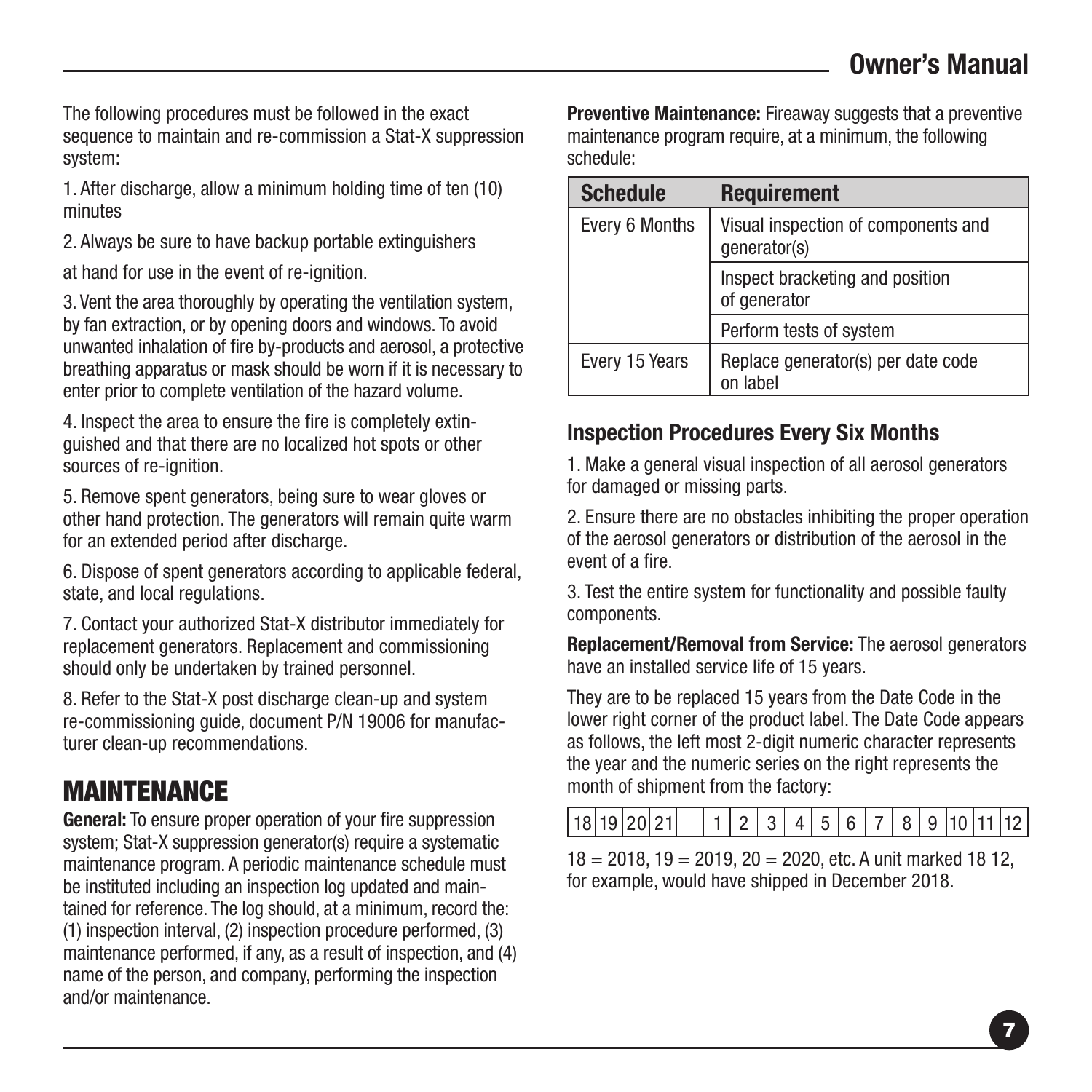The following procedures must be followed in the exact sequence to maintain and re-commission a Stat-X suppression system:

1. After discharge, allow a minimum holding time of ten (10) minutes

2. Always be sure to have backup portable extinguishers at hand for use in the event of re-ignition.

3. Vent the area thoroughly by operating the ventilation system, by fan extraction, or by opening doors and windows. To avoid unwanted inhalation of fire by-products and aerosol, a protective breathing apparatus or mask should be worn if it is necessary to enter prior to complete ventilation of the hazard volume.

4. Inspect the area to ensure the fire is completely extinguished and that there are no localized hot spots or other sources of re-ignition.

5. Remove spent generators, being sure to wear gloves or other hand protection. The generators will remain quite warm for an extended period after discharge.

6. Dispose of spent generators according to applicable federal, state, and local regulations.

7. Contact your authorized Stat-X distributor immediately for replacement generators. Replacement and commissioning should only be undertaken by trained personnel.

8. Refer to the Stat-X post discharge clean-up and system re-commissioning guide, document P/N 19006 for manufacturer clean-up recommendations.

# MAINTENANCE

**General:** To ensure proper operation of your fire suppression system; Stat-X suppression generator(s) require a systematic maintenance program. A periodic maintenance schedule must be instituted including an inspection log updated and maintained for reference. The log should, at a minimum, record the: (1) inspection interval, (2) inspection procedure performed, (3) maintenance performed, if any, as a result of inspection, and (4) name of the person, and company, performing the inspection and/or maintenance.

**Preventive Maintenance:** Fireaway suggests that a preventive maintenance program require, at a minimum, the following schedule:

| Schedule | Requirement |
|---|---|
| Every 6 Months | Visual inspection of components and generator(s) |
| | Inspect bracketing and position of generator |
| | Perform tests of system |
| Every 15 Years | Replace generator(s) per date code on label |

## Inspection Procedures Every Six Months

1. Make a general visual inspection of all aerosol generators for damaged or missing parts.

2. Ensure there are no obstacles inhibiting the proper operation of the aerosol generators or distribution of the aerosol in the event of a fire.

3. Test the entire system for functionality and possible faulty components.

**Replacement/Removal from Service:** The aerosol generators have an installed service life of 15 years.

They are to be replaced 15 years from the Date Code in the lower right corner of the product label. The Date Code appears as follows, the left most 2-digit numeric character represents the year and the numeric series on the right represents the month of shipment from the factory:

| 18 | 19 | 20 | 21 | | 1 | 2 | 3 | 4 | 5 | 6 | 7 | 8 | 9 | 10 | 11 | 12 |
|---|---|---|---|---|---|---|---|---|---|---|---|---|---|---|---|---|

18 = 2018, 19 = 2019, 20 = 2020, etc. A unit marked 18 12, for example, would have shipped in December 2018.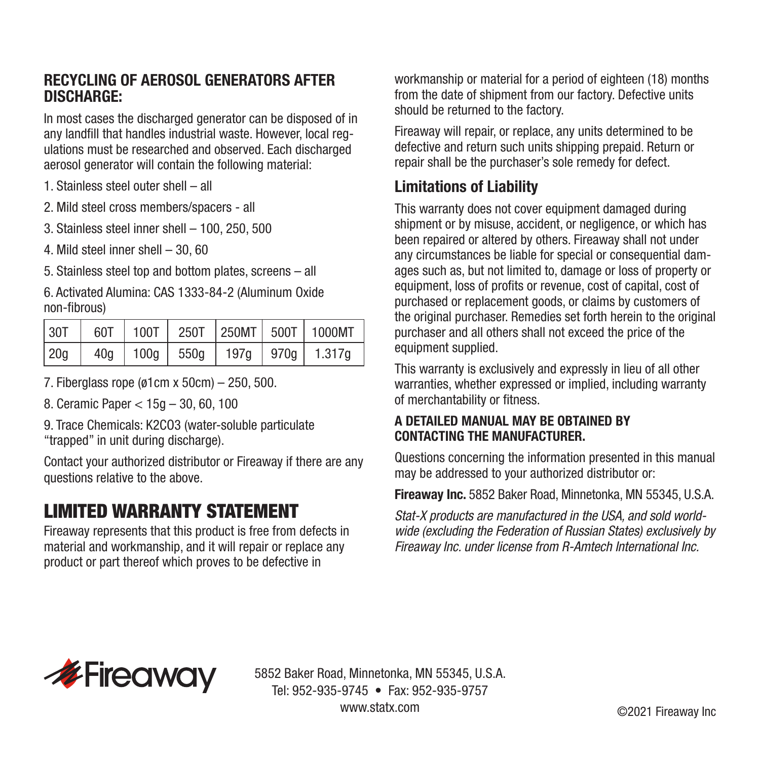### RECYCLING OF AEROSOL GENERATORS AFTER DISCHARGE:

In most cases the discharged generator can be disposed of in any landfill that handles industrial waste. However, local regulations must be researched and observed. Each discharged aerosol generator will contain the following material:

1. Stainless steel outer shell – all
2. Mild steel cross members/spacers - all
3. Stainless steel inner shell – 100, 250, 500
4. Mild steel inner shell – 30, 60
5. Stainless steel top and bottom plates, screens – all
6. Activated Alumina: CAS 1333-84-2 (Aluminum Oxide non-fibrous)

| 30T | 60T | 100T | 250T | 250MT | 500T | 1000MT |
|---|---|---|---|---|---|---|
| 20g | 40g | 100g | 550g | 197g | 970g | 1.317g |

7. Fiberglass rope (ø1cm x 50cm) – 250, 500.
8. Ceramic Paper < 15g – 30, 60, 100
9. Trace Chemicals: $K_2CO_3$ (water-soluble particulate "trapped" in unit during discharge).

Contact your authorized distributor or Fireaway if there are any questions relative to the above.

## LIMITED WARRANTY STATEMENT

Fireaway represents that this product is free from defects in material and workmanship, and it will repair or replace any product or part thereof which proves to be defective in workmanship or material for a period of eighteen (18) months from the date of shipment from our factory. Defective units should be returned to the factory.

Fireaway will repair, or replace, any units determined to be defective and return such units shipping prepaid. Return or repair shall be the purchaser's sole remedy for defect.

### Limitations of Liability

This warranty does not cover equipment damaged during shipment or by misuse, accident, or negligence, or which has been repaired or altered by others. Fireaway shall not under any circumstances be liable for special or consequential damages such as, but not limited to, damage or loss of property or equipment, loss of profits or revenue, cost of capital, cost of purchased or replacement goods, or claims by customers of the original purchaser. Remedies set forth herein to the original purchaser and all others shall not exceed the price of the equipment supplied.

This warranty is exclusively and expressly in lieu of all other warranties, whether expressed or implied, including warranty of merchantability or fitness.

**A DETAILED MANUAL MAY BE OBTAINED BY CONTACTING THE MANUFACTURER.**

Questions concerning the information presented in this manual may be addressed to your authorized distributor or:

**Fireaway Inc.** 5852 Baker Road, Minnetonka, MN 55345, U.S.A.

*Stat-X products are manufactured in the USA, and sold worldwide (excluding the Federation of Russian States) exclusively by Fireaway Inc. under license from R-Amtech International Inc.*

Fireaway

5852 Baker Road, Minnetonka, MN 55345, U.S.A.
Tel: 952-935-9745 • Fax: 952-935-9757
www.statx.com

©2021 Fireaway Inc